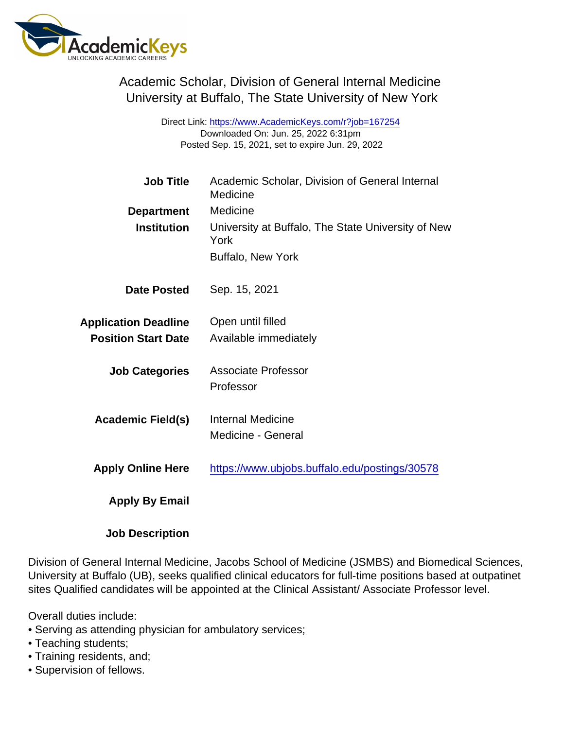# Academic Scholar, Division of General Internal Medicine
## University at Buffalo, The State University of New York

Direct Link: https://www.AcademicKeys.com/r?job=167254
Downloaded On: Jun. 25, 2022 6:31pm
Posted Sep. 15, 2021, set to expire Jun. 29, 2022

| | |
|---|---|
| **Job Title** | Academic Scholar, Division of General Internal Medicine |
| **Department** | Medicine |
| **Institution** | University at Buffalo, The State University of New York<br>Buffalo, New York |
| **Date Posted** | Sep. 15, 2021 |
| **Application Deadline** | Open until filled |
| **Position Start Date** | Available immediately |
| **Job Categories** | Associate Professor<br>Professor |
| **Academic Field(s)** | Internal Medicine<br>Medicine - General |
| **Apply Online Here** | https://www.ubjobs.buffalo.edu/postings/30578 |
| **Apply By Email** | |
| **Job Description** | |

Division of General Internal Medicine, Jacobs School of Medicine (JSMBS) and Biomedical Sciences, University at Buffalo (UB), seeks qualified clinical educators for full-time positions based at outpatinet sites Qualified candidates will be appointed at the Clinical Assistant/ Associate Professor level.

Overall duties include:
- Serving as attending physician for ambulatory services;
- Teaching students;
- Training residents, and;
- Supervision of fellows.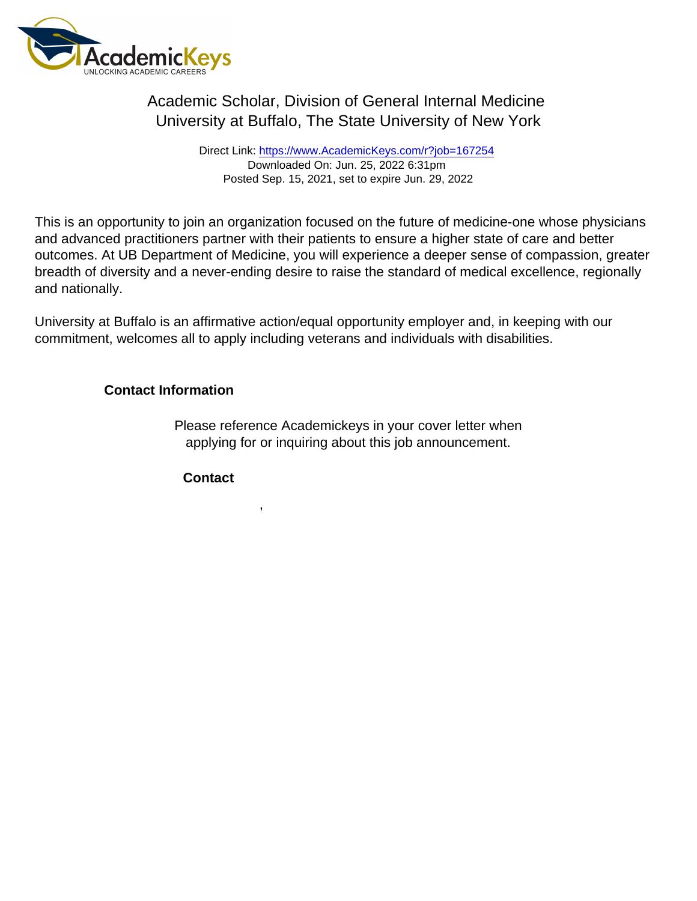# Academic Scholar, Division of General Internal Medicine
## University at Buffalo, The State University of New York

Direct Link: https://www.AcademicKeys.com/r?job=167254
Downloaded On: Jun. 25, 2022 6:31pm
Posted Sep. 15, 2021, set to expire Jun. 29, 2022

This is an opportunity to join an organization focused on the future of medicine-one whose physicians and advanced practitioners partner with their patients to ensure a higher state of care and better outcomes. At UB Department of Medicine, you will experience a deeper sense of compassion, greater breadth of diversity and a never-ending desire to raise the standard of medical excellence, regionally and nationally.

University at Buffalo is an affirmative action/equal opportunity employer and, in keeping with our commitment, welcomes all to apply including veterans and individuals with disabilities.

**Contact Information**

Please reference Academickeys in your cover letter when applying for or inquiring about this job announcement.

**Contact**

,